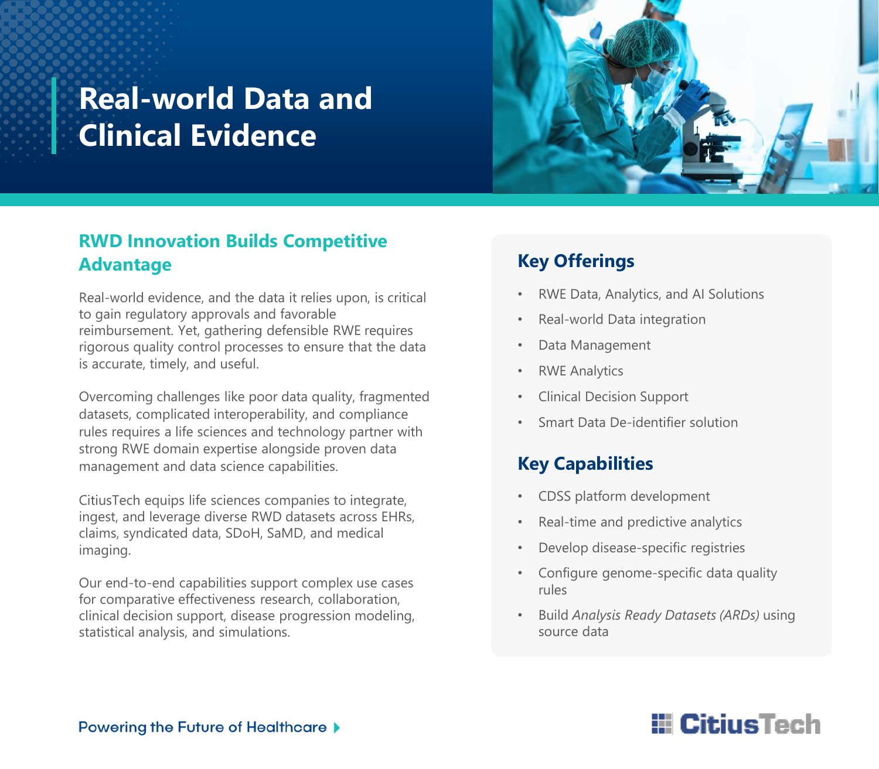# Real-world Data and Clinical Evidence

## RWD Innovation Builds Competitive Advantage

Real-world evidence, and the data it relies upon, is critical to gain regulatory approvals and favorable reimbursement. Yet, gathering defensible RWE requires rigorous quality control processes to ensure that the data is accurate, timely, and useful.

Overcoming challenges like poor data quality, fragmented datasets, complicated interoperability, and compliance rules requires a life sciences and technology partner with strong RWE domain expertise alongside proven data management and data science capabilities.

CitiusTech equips life sciences companies to integrate, ingest, and leverage diverse RWD datasets across EHRs, claims, syndicated data, SDoH, SaMD, and medical imaging.

Our end-to-end capabilities support complex use cases for comparative effectiveness research, collaboration, clinical decision support, disease progression modeling, statistical analysis, and simulations.

## Key Offerings

- RWE Data, Analytics, and AI Solutions
- Real-world Data integration
- Data Management
- RWE Analytics
- Clinical Decision Support
- Smart Data De-identifier solution

## Key Capabilities

- CDSS platform development
- Real-time and predictive analytics
- Develop disease-specific registries
- Configure genome-specific data quality rules
- Build *Analysis Ready Datasets (ARDs)* using source data

Powering the Future of Healthcare

CitiusTech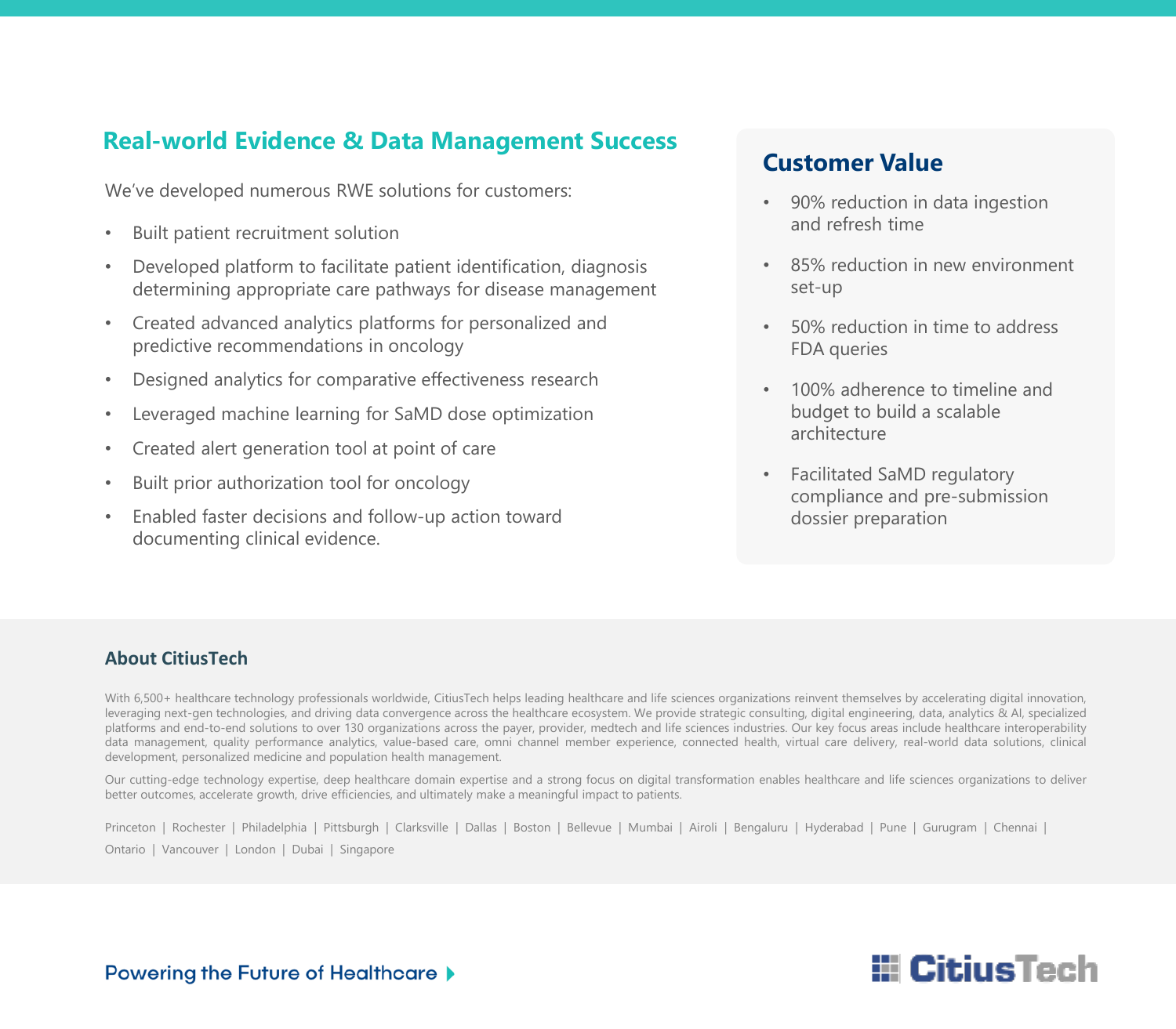## Real-world Evidence & Data Management Success

We've developed numerous RWE solutions for customers:

- Built patient recruitment solution
- Developed platform to facilitate patient identification, diagnosis determining appropriate care pathways for disease management
- Created advanced analytics platforms for personalized and predictive recommendations in oncology
- Designed analytics for comparative effectiveness research
- Leveraged machine learning for SaMD dose optimization
- Created alert generation tool at point of care
- Built prior authorization tool for oncology
- Enabled faster decisions and follow-up action toward documenting clinical evidence.

## Customer Value

- 90% reduction in data ingestion and refresh time
- 85% reduction in new environment set-up
- 50% reduction in time to address FDA queries
- 100% adherence to timeline and budget to build a scalable architecture
- Facilitated SaMD regulatory compliance and pre-submission dossier preparation

### About CitiusTech

With 6,500+ healthcare technology professionals worldwide, CitiusTech helps leading healthcare and life sciences organizations reinvent themselves by accelerating digital innovation, leveraging next-gen technologies, and driving data convergence across the healthcare ecosystem. We provide strategic consulting, digital engineering, data, analytics & AI, specialized platforms and end-to-end solutions to over 130 organizations across the payer, provider, medtech and life sciences industries. Our key focus areas include healthcare interoperability data management, quality performance analytics, value-based care, omni channel member experience, connected health, virtual care delivery, real-world data solutions, clinical development, personalized medicine and population health management.

Our cutting-edge technology expertise, deep healthcare domain expertise and a strong focus on digital transformation enables healthcare and life sciences organizations to deliver better outcomes, accelerate growth, drive efficiencies, and ultimately make a meaningful impact to patients.

Princeton | Rochester | Philadelphia | Pittsburgh | Clarksville | Dallas | Boston | Bellevue | Mumbai | Airoli | Bengaluru | Hyderabad | Pune | Gurugram | Chennai | Ontario | Vancouver | London | Dubai | Singapore

Powering the Future of Healthcare

CitiusTech